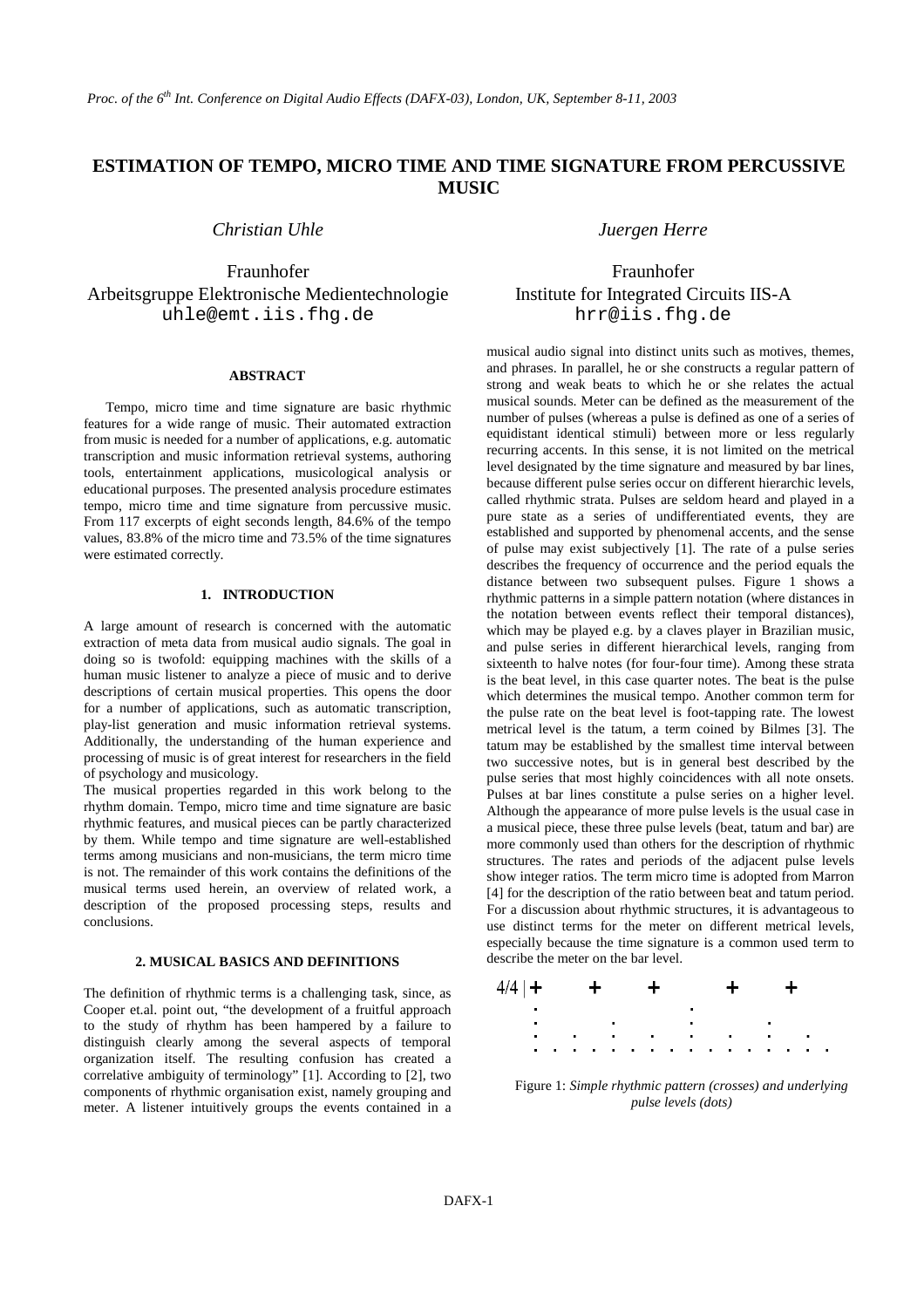# ESTIMATION OF TEMPO, MICRO TIME AND TIME SIGNATURE FROM PERCUSSIVE MUSIC

*Christian Uhle*

Fraunhofer
Arbeitsgruppe Elektronische Medientechnologie
uhle@emt.iis.fhg.de

*Juergen Herre*

Fraunhofer
Institute for Integrated Circuits IIS-A
hrr@iis.fhg.de

## ABSTRACT

Tempo, micro time and time signature are basic rhythmic features for a wide range of music. Their automated extraction from music is needed for a number of applications, e.g. automatic transcription and music information retrieval systems, authoring tools, entertainment applications, musicological analysis or educational purposes. The presented analysis procedure estimates tempo, micro time and time signature from percussive music. From 117 excerpts of eight seconds length, 84.6% of the tempo values, 83.8% of the micro time and 73.5% of the time signatures were estimated correctly.

## 1. INTRODUCTION

A large amount of research is concerned with the automatic extraction of meta data from musical audio signals. The goal in doing so is twofold: equipping machines with the skills of a human music listener to analyze a piece of music and to derive descriptions of certain musical properties. This opens the door for a number of applications, such as automatic transcription, play-list generation and music information retrieval systems. Additionally, the understanding of the human experience and processing of music is of great interest for researchers in the field of psychology and musicology.

The musical properties regarded in this work belong to the rhythm domain. Tempo, micro time and time signature are basic rhythmic features, and musical pieces can be partly characterized by them. While tempo and time signature are well-established terms among musicians and non-musicians, the term micro time is not. The remainder of this work contains the definitions of the musical terms used herein, an overview of related work, a description of the proposed processing steps, results and conclusions.

## 2. MUSICAL BASICS AND DEFINITIONS

The definition of rhythmic terms is a challenging task, since, as Cooper et.al. point out, "the development of a fruitful approach to the study of rhythm has been hampered by a failure to distinguish clearly among the several aspects of temporal organization itself. The resulting confusion has created a correlative ambiguity of terminology" [1]. According to [2], two components of rhythmic organisation exist, namely grouping and meter. A listener intuitively groups the events contained in a musical audio signal into distinct units such as motives, themes, and phrases. In parallel, he or she constructs a regular pattern of strong and weak beats to which he or she relates the actual musical sounds. Meter can be defined as the measurement of the number of pulses (whereas a pulse is defined as one of a series of equidistant identical stimuli) between more or less regularly recurring accents. In this sense, it is not limited on the metrical level designated by the time signature and measured by bar lines, because different pulse series occur on different hierarchic levels, called rhythmic strata. Pulses are seldom heard and played in a pure state as a series of undifferentiated events, they are established and supported by phenomenal accents, and the sense of pulse may exist subjectively [1]. The rate of a pulse series describes the frequency of occurrence and the period equals the distance between two subsequent pulses. Figure 1 shows a rhythmic patterns in a simple pattern notation (where distances in the notation between events reflect their temporal distances), which may be played e.g. by a claves player in Brazilian music, and pulse series in different hierarchical levels, ranging from sixteenth to halve notes (for four-four time). Among these strata is the beat level, in this case quarter notes. The beat is the pulse which determines the musical tempo. Another common term for the pulse rate on the beat level is foot-tapping rate. The lowest metrical level is the tatum, a term coined by Bilmes [3]. The tatum may be established by the smallest time interval between two successive notes, but is in general best described by the pulse series that most highly coincidences with all note onsets. Pulses at bar lines constitute a pulse series on a higher level. Although the appearance of more pulse levels is the usual case in a musical piece, these three pulse levels (beat, tatum and bar) are more commonly used than others for the description of rhythmic structures. The rates and periods of the adjacent pulse levels show integer ratios. The term micro time is adopted from Marron [4] for the description of the ratio between beat and tatum period. For a discussion about rhythmic structures, it is advantageous to use distinct terms for the meter on different metrical levels, especially because the time signature is a common used term to describe the meter on the bar level.

```
4/4 | +     +     +        +     +
      .                    .
      .           .        .           .
      .     .     .     .  .     .     .     .
      .  .  .  .  .  .  .  .  .  .  .  .  .  .  .  .
```

Figure 1: *Simple rhythmic pattern (crosses) and underlying pulse levels (dots)*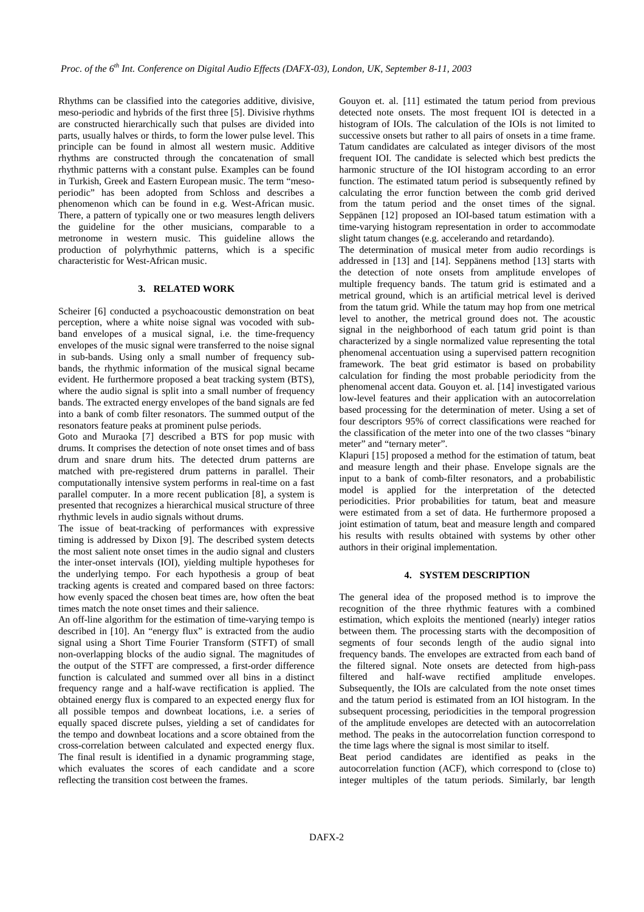Rhythms can be classified into the categories additive, divisive, meso-periodic and hybrids of the first three [5]. Divisive rhythms are constructed hierarchically such that pulses are divided into parts, usually halves or thirds, to form the lower pulse level. This principle can be found in almost all western music. Additive rhythms are constructed through the concatenation of small rhythmic patterns with a constant pulse. Examples can be found in Turkish, Greek and Eastern European music. The term "meso-periodic" has been adopted from Schloss and describes a phenomenon which can be found in e.g. West-African music. There, a pattern of typically one or two measures length delivers the guideline for the other musicians, comparable to a metronome in western music. This guideline allows the production of polyrhythmic patterns, which is a specific characteristic for West-African music.

## 3. RELATED WORK

Scheirer [6] conducted a psychoacoustic demonstration on beat perception, where a white noise signal was vocoded with sub-band envelopes of a musical signal, i.e. the time-frequency envelopes of the music signal were transferred to the noise signal in sub-bands. Using only a small number of frequency sub-bands, the rhythmic information of the musical signal became evident. He furthermore proposed a beat tracking system (BTS), where the audio signal is split into a small number of frequency bands. The extracted energy envelopes of the band signals are fed into a bank of comb filter resonators. The summed output of the resonators feature peaks at prominent pulse periods.

Goto and Muraoka [7] described a BTS for pop music with drums. It comprises the detection of note onset times and of bass drum and snare drum hits. The detected drum patterns are matched with pre-registered drum patterns in parallel. Their computationally intensive system performs in real-time on a fast parallel computer. In a more recent publication [8], a system is presented that recognizes a hierarchical musical structure of three rhythmic levels in audio signals without drums.

The issue of beat-tracking of performances with expressive timing is addressed by Dixon [9]. The described system detects the most salient note onset times in the audio signal and clusters the inter-onset intervals (IOI), yielding multiple hypotheses for the underlying tempo. For each hypothesis a group of beat tracking agents is created and compared based on three factors: how evenly spaced the chosen beat times are, how often the beat times match the note onset times and their salience.

An off-line algorithm for the estimation of time-varying tempo is described in [10]. An "energy flux" is extracted from the audio signal using a Short Time Fourier Transform (STFT) of small non-overlapping blocks of the audio signal. The magnitudes of the output of the STFT are compressed, a first-order difference function is calculated and summed over all bins in a distinct frequency range and a half-wave rectification is applied. The obtained energy flux is compared to an expected energy flux for all possible tempos and downbeat locations, i.e. a series of equally spaced discrete pulses, yielding a set of candidates for the tempo and downbeat locations and a score obtained from the cross-correlation between calculated and expected energy flux. The final result is identified in a dynamic programming stage, which evaluates the scores of each candidate and a score reflecting the transition cost between the frames.

Gouyon et. al. [11] estimated the tatum period from previous detected note onsets. The most frequent IOI is detected in a histogram of IOIs. The calculation of the IOIs is not limited to successive onsets but rather to all pairs of onsets in a time frame. Tatum candidates are calculated as integer divisors of the most frequent IOI. The candidate is selected which best predicts the harmonic structure of the IOI histogram according to an error function. The estimated tatum period is subsequently refined by calculating the error function between the comb grid derived from the tatum period and the onset times of the signal. Seppänen [12] proposed an IOI-based tatum estimation with a time-varying histogram representation in order to accommodate slight tatum changes (e.g. accelerando and retardando).

The determination of musical meter from audio recordings is addressed in [13] and [14]. Seppänens method [13] starts with the detection of note onsets from amplitude envelopes of multiple frequency bands. The tatum grid is estimated and a metrical ground, which is an artificial metrical level is derived from the tatum grid. While the tatum may hop from one metrical level to another, the metrical ground does not. The acoustic signal in the neighborhood of each tatum grid point is than characterized by a single normalized value representing the total phenomenal accentuation using a supervised pattern recognition framework. The beat grid estimator is based on probability calculation for finding the most probable periodicity from the phenomenal accent data. Gouyon et. al. [14] investigated various low-level features and their application with an autocorrelation based processing for the determination of meter. Using a set of four descriptors 95% of correct classifications were reached for the classification of the meter into one of the two classes "binary meter" and "ternary meter".

Klapuri [15] proposed a method for the estimation of tatum, beat and measure length and their phase. Envelope signals are the input to a bank of comb-filter resonators, and a probabilistic model is applied for the interpretation of the detected periodicities. Prior probabilities for tatum, beat and measure were estimated from a set of data. He furthermore proposed a joint estimation of tatum, beat and measure length and compared his results with results obtained with systems by other other authors in their original implementation.

## 4. SYSTEM DESCRIPTION

The general idea of the proposed method is to improve the recognition of the three rhythmic features with a combined estimation, which exploits the mentioned (nearly) integer ratios between them. The processing starts with the decomposition of segments of four seconds length of the audio signal into frequency bands. The envelopes are extracted from each band of the filtered signal. Note onsets are detected from high-pass filtered and half-wave rectified amplitude envelopes. Subsequently, the IOIs are calculated from the note onset times and the tatum period is estimated from an IOI histogram. In the subsequent processing, periodicities in the temporal progression of the amplitude envelopes are detected with an autocorrelation method. The peaks in the autocorrelation function correspond to the time lags where the signal is most similar to itself.

Beat period candidates are identified as peaks in the autocorrelation function (ACF), which correspond to (close to) integer multiples of the tatum periods. Similarly, bar length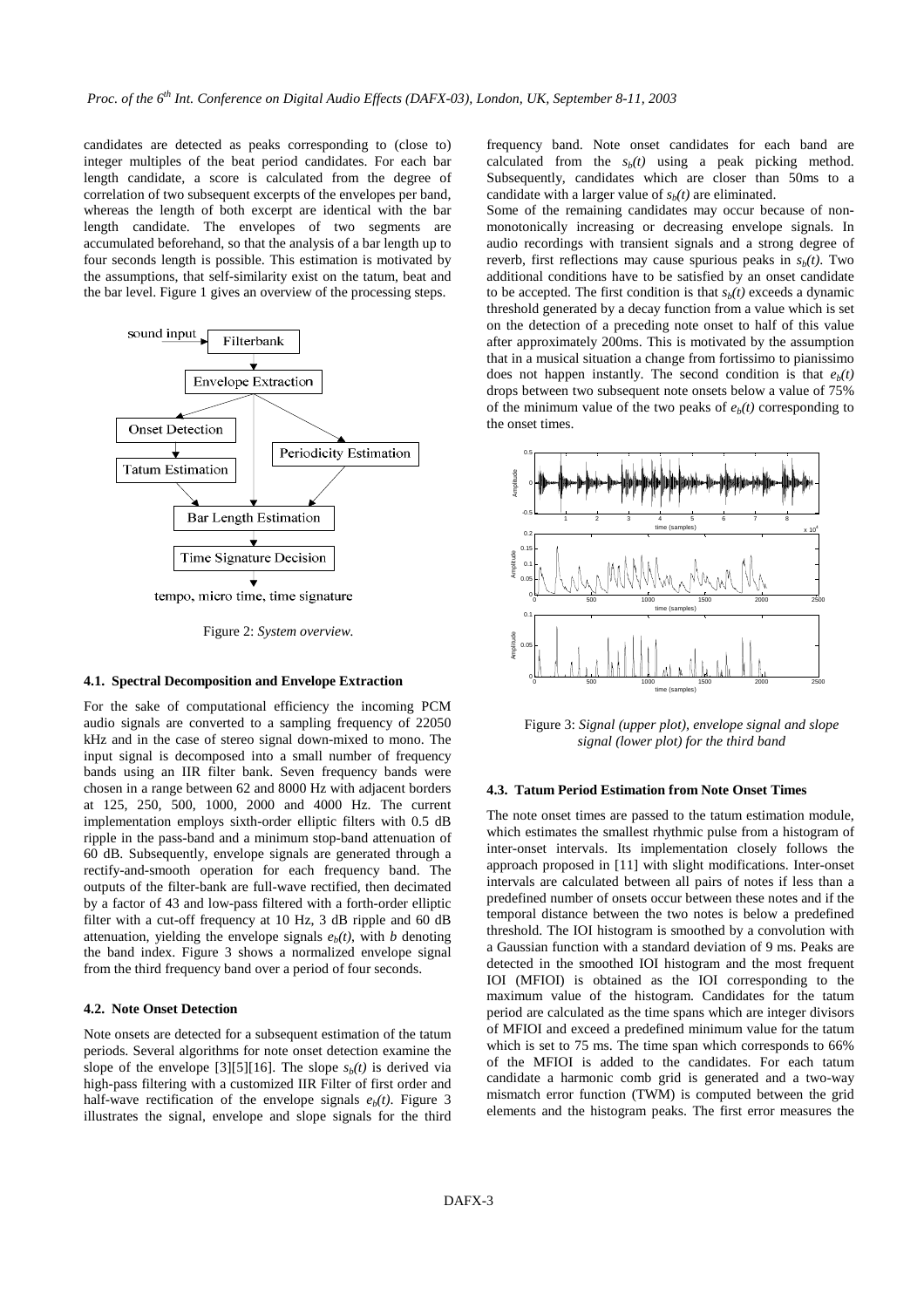candidates are detected as peaks corresponding to (close to) integer multiples of the beat period candidates. For each bar length candidate, a score is calculated from the degree of correlation of two subsequent excerpts of the envelopes per band, whereas the length of both excerpt are identical with the bar length candidate. The envelopes of two segments are accumulated beforehand, so that the analysis of a bar length up to four seconds length is possible. This estimation is motivated by the assumptions, that self-similarity exist on the tatum, beat and the bar level. Figure 1 gives an overview of the processing steps.

Figure 2: *System overview.*

### 4.1. Spectral Decomposition and Envelope Extraction

For the sake of computational efficiency the incoming PCM audio signals are converted to a sampling frequency of 22050 kHz and in the case of stereo signal down-mixed to mono. The input signal is decomposed into a small number of frequency bands using an IIR filter bank. Seven frequency bands were chosen in a range between 62 and 8000 Hz with adjacent borders at 125, 250, 500, 1000, 2000 and 4000 Hz. The current implementation employs sixth-order elliptic filters with 0.5 dB ripple in the pass-band and a minimum stop-band attenuation of 60 dB. Subsequently, envelope signals are generated through a rectify-and-smooth operation for each frequency band. The outputs of the filter-bank are full-wave rectified, then decimated by a factor of 43 and low-pass filtered with a forth-order elliptic filter with a cut-off frequency at 10 Hz, 3 dB ripple and 60 dB attenuation, yielding the envelope signals $e_b(t)$, with $b$ denoting the band index. Figure 3 shows a normalized envelope signal from the third frequency band over a period of four seconds.

### 4.2. Note Onset Detection

Note onsets are detected for a subsequent estimation of the tatum periods. Several algorithms for note onset detection examine the slope of the envelope [3][5][16]. The slope $s_b(t)$ is derived via high-pass filtering with a customized IIR Filter of first order and half-wave rectification of the envelope signals $e_b(t)$. Figure 3 illustrates the signal, envelope and slope signals for the third frequency band. Note onset candidates for each band are calculated from the $s_b(t)$ using a peak picking method. Subsequently, candidates which are closer than 50ms to a candidate with a larger value of $s_b(t)$ are eliminated.

Some of the remaining candidates may occur because of non-monotonically increasing or decreasing envelope signals. In audio recordings with transient signals and a strong degree of reverb, first reflections may cause spurious peaks in $s_b(t)$. Two additional conditions have to be satisfied by an onset candidate to be accepted. The first condition is that $s_b(t)$ exceeds a dynamic threshold generated by a decay function from a value which is set on the detection of a preceding note onset to half of this value after approximately 200ms. This is motivated by the assumption that in a musical situation a change from fortissimo to pianissimo does not happen instantly. The second condition is that $e_b(t)$ drops between two subsequent note onsets below a value of 75% of the minimum value of the two peaks of $e_b(t)$ corresponding to the onset times.

Figure 3: *Signal (upper plot), envelope signal and slope signal (lower plot) for the third band*

### 4.3. Tatum Period Estimation from Note Onset Times

The note onset times are passed to the tatum estimation module, which estimates the smallest rhythmic pulse from a histogram of inter-onset intervals. Its implementation closely follows the approach proposed in [11] with slight modifications. Inter-onset intervals are calculated between all pairs of notes if less than a predefined number of onsets occur between these notes and if the temporal distance between the two notes is below a predefined threshold. The IOI histogram is smoothed by a convolution with a Gaussian function with a standard deviation of 9 ms. Peaks are detected in the smoothed IOI histogram and the most frequent IOI (MFIOI) is obtained as the IOI corresponding to the maximum value of the histogram. Candidates for the tatum period are calculated as the time spans which are integer divisors of MFIOI and exceed a predefined minimum value for the tatum which is set to 75 ms. The time span which corresponds to 66% of the MFIOI is added to the candidates. For each tatum candidate a harmonic comb grid is generated and a two-way mismatch error function (TWM) is computed between the grid elements and the histogram peaks. The first error measures the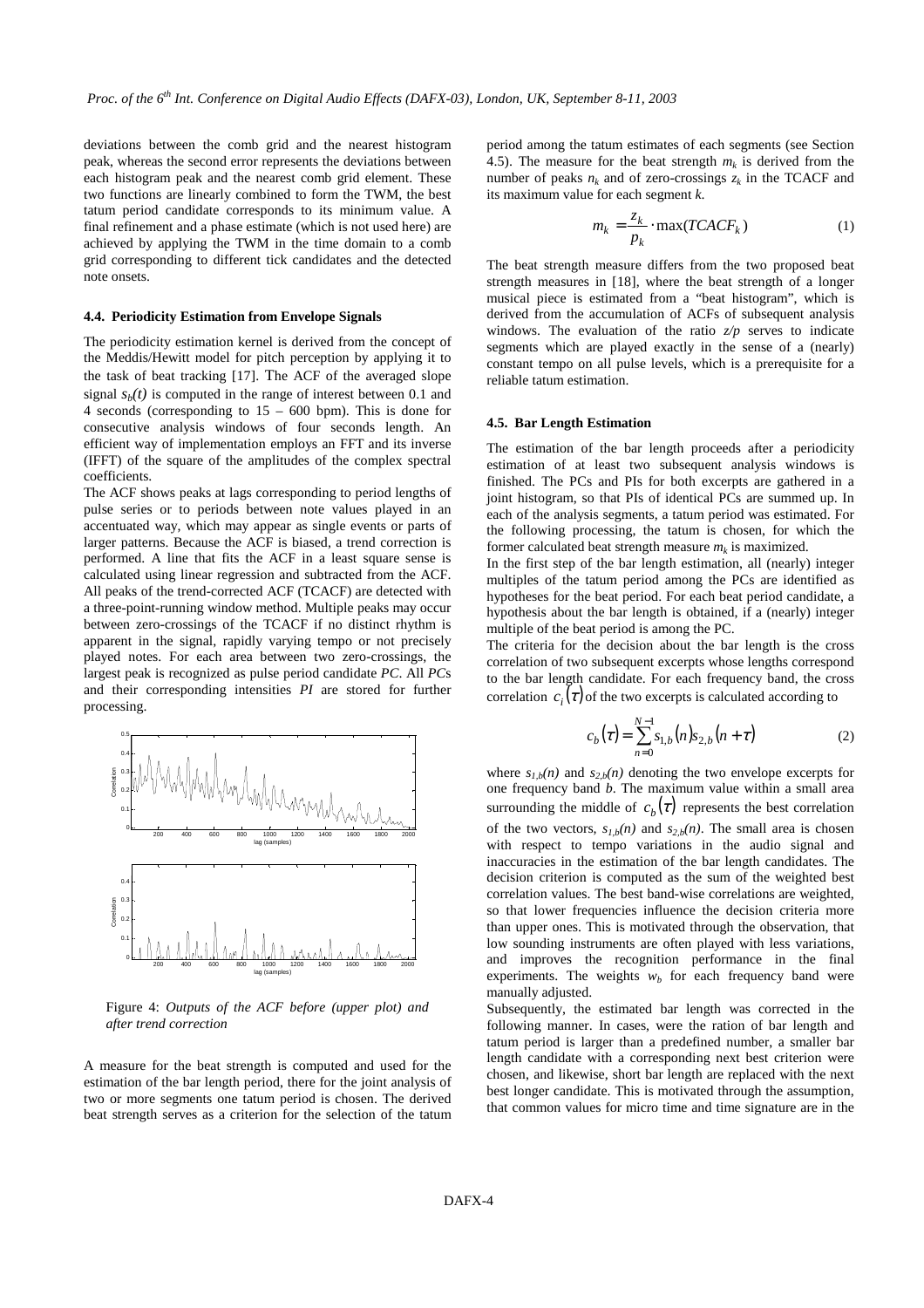deviations between the comb grid and the nearest histogram peak, whereas the second error represents the deviations between each histogram peak and the nearest comb grid element. These two functions are linearly combined to form the TWM, the best tatum period candidate corresponds to its minimum value. A final refinement and a phase estimate (which is not used here) are achieved by applying the TWM in the time domain to a comb grid corresponding to different tick candidates and the detected note onsets.

### 4.4. Periodicity Estimation from Envelope Signals

The periodicity estimation kernel is derived from the concept of the Meddis/Hewitt model for pitch perception by applying it to the task of beat tracking [17]. The ACF of the averaged slope signal $s_b(t)$ is computed in the range of interest between 0.1 and 4 seconds (corresponding to 15 – 600 bpm). This is done for consecutive analysis windows of four seconds length. An efficient way of implementation employs an FFT and its inverse (IFFT) of the square of the amplitudes of the complex spectral coefficients.

The ACF shows peaks at lags corresponding to period lengths of pulse series or to periods between note values played in an accentuated way, which may appear as single events or parts of larger patterns. Because the ACF is biased, a trend correction is performed. A line that fits the ACF in a least square sense is calculated using linear regression and subtracted from the ACF. All peaks of the trend-corrected ACF (TCACF) are detected with a three-point-running window method. Multiple peaks may occur between zero-crossings of the TCACF if no distinct rhythm is apparent in the signal, rapidly varying tempo or not precisely played notes. For each area between two zero-crossings, the largest peak is recognized as pulse period candidate *PC*. All *PC*s and their corresponding intensities *PI* are stored for further processing.

Figure 4: *Outputs of the ACF before (upper plot) and after trend correction*

A measure for the beat strength is computed and used for the estimation of the bar length period, there for the joint analysis of two or more segments one tatum period is chosen. The derived beat strength serves as a criterion for the selection of the tatum period among the tatum estimates of each segments (see Section 4.5). The measure for the beat strength $m_k$ is derived from the number of peaks $n_k$ and of zero-crossings $z_k$ in the TCACF and its maximum value for each segment $k$.

$$m_k = \frac{z_k}{p_k} \cdot \max(TCACF_k) \tag{1}$$

The beat strength measure differs from the two proposed beat strength measures in [18], where the beat strength of a longer musical piece is estimated from a "beat histogram", which is derived from the accumulation of ACFs of subsequent analysis windows. The evaluation of the ratio $z/p$ serves to indicate segments which are played exactly in the sense of a (nearly) constant tempo on all pulse levels, which is a prerequisite for a reliable tatum estimation.

### 4.5. Bar Length Estimation

The estimation of the bar length proceeds after a periodicity estimation of at least two subsequent analysis windows is finished. The PCs and PIs for both excerpts are gathered in a joint histogram, so that PIs of identical PCs are summed up. In each of the analysis segments, a tatum period was estimated. For the following processing, the tatum is chosen, for which the former calculated beat strength measure $m_k$ is maximized.

In the first step of the bar length estimation, all (nearly) integer multiples of the tatum period among the PCs are identified as hypotheses for the beat period. For each beat period candidate, a hypothesis about the bar length is obtained, if a (nearly) integer multiple of the beat period is among the PC.

The criteria for the decision about the bar length is the cross correlation of two subsequent excerpts whose lengths correspond to the bar length candidate. For each frequency band, the cross correlation $c_i(\tau)$ of the two excerpts is calculated according to

$$c_b(\tau) = \sum_{n=0}^{N-1} s_{1,b}(n) s_{2,b}(n+\tau) \tag{2}$$

where $s_{1,b}(n)$ and $s_{2,b}(n)$ denoting the two envelope excerpts for one frequency band $b$. The maximum value within a small area surrounding the middle of $c_b(\tau)$ represents the best correlation of the two vectors, $s_{1,b}(n)$ and $s_{2,b}(n)$. The small area is chosen with respect to tempo variations in the audio signal and inaccuracies in the estimation of the bar length candidates. The decision criterion is computed as the sum of the weighted best correlation values. The best band-wise correlations are weighted, so that lower frequencies influence the decision criteria more than upper ones. This is motivated through the observation, that low sounding instruments are often played with less variations, and improves the recognition performance in the final experiments. The weights $w_b$ for each frequency band were manually adjusted.

Subsequently, the estimated bar length was corrected in the following manner. In cases, were the ration of bar length and tatum period is larger than a predefined number, a smaller bar length candidate with a corresponding next best criterion were chosen, and likewise, short bar length are replaced with the next best longer candidate. This is motivated through the assumption, that common values for micro time and time signature are in the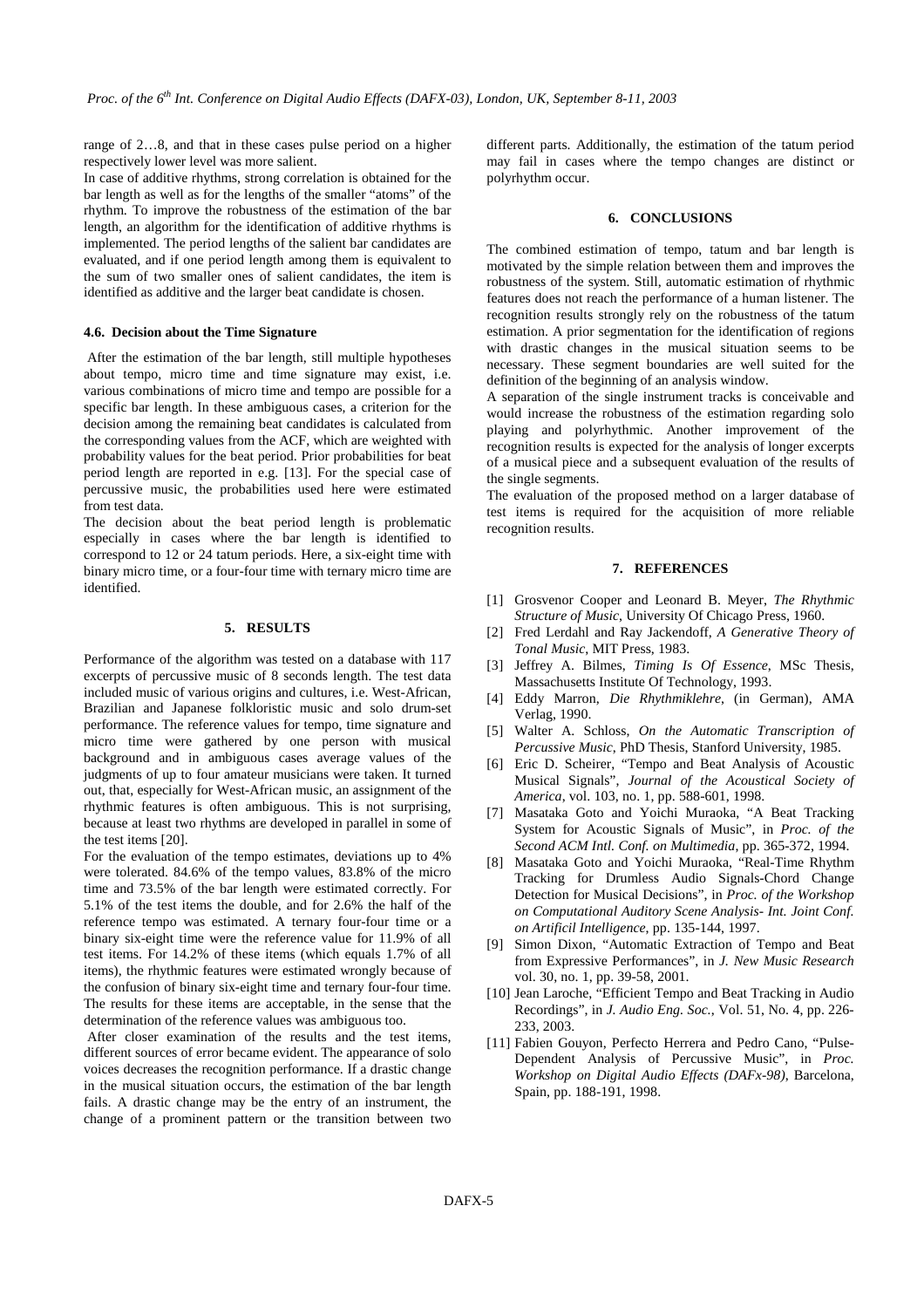range of 2…8, and that in these cases pulse period on a higher respectively lower level was more salient.

In case of additive rhythms, strong correlation is obtained for the bar length as well as for the lengths of the smaller "atoms" of the rhythm. To improve the robustness of the estimation of the bar length, an algorithm for the identification of additive rhythms is implemented. The period lengths of the salient bar candidates are evaluated, and if one period length among them is equivalent to the sum of two smaller ones of salient candidates, the item is identified as additive and the larger beat candidate is chosen.

### 4.6. Decision about the Time Signature

After the estimation of the bar length, still multiple hypotheses about tempo, micro time and time signature may exist, i.e. various combinations of micro time and tempo are possible for a specific bar length. In these ambiguous cases, a criterion for the decision among the remaining beat candidates is calculated from the corresponding values from the ACF, which are weighted with probability values for the beat period. Prior probabilities for beat period length are reported in e.g. [13]. For the special case of percussive music, the probabilities used here were estimated from test data.

The decision about the beat period length is problematic especially in cases where the bar length is identified to correspond to 12 or 24 tatum periods. Here, a six-eight time with binary micro time, or a four-four time with ternary micro time are identified.

## 5. RESULTS

Performance of the algorithm was tested on a database with 117 excerpts of percussive music of 8 seconds length. The test data included music of various origins and cultures, i.e. West-African, Brazilian and Japanese folkloristic music and solo drum-set performance. The reference values for tempo, time signature and micro time were gathered by one person with musical background and in ambiguous cases average values of the judgments of up to four amateur musicians were taken. It turned out, that, especially for West-African music, an assignment of the rhythmic features is often ambiguous. This is not surprising, because at least two rhythms are developed in parallel in some of the test items [20].

For the evaluation of the tempo estimates, deviations up to 4% were tolerated. 84.6% of the tempo values, 83.8% of the micro time and 73.5% of the bar length were estimated correctly. For 5.1% of the test items the double, and for 2.6% the half of the reference tempo was estimated. A ternary four-four time or a binary six-eight time were the reference value for 11.9% of all test items. For 14.2% of these items (which equals 1.7% of all items), the rhythmic features were estimated wrongly because of the confusion of binary six-eight time and ternary four-four time. The results for these items are acceptable, in the sense that the determination of the reference values was ambiguous too.

After closer examination of the results and the test items, different sources of error became evident. The appearance of solo voices decreases the recognition performance. If a drastic change in the musical situation occurs, the estimation of the bar length fails. A drastic change may be the entry of an instrument, the change of a prominent pattern or the transition between two different parts. Additionally, the estimation of the tatum period may fail in cases where the tempo changes are distinct or polyrhythm occur.

## 6. CONCLUSIONS

The combined estimation of tempo, tatum and bar length is motivated by the simple relation between them and improves the robustness of the system. Still, automatic estimation of rhythmic features does not reach the performance of a human listener. The recognition results strongly rely on the robustness of the tatum estimation. A prior segmentation for the identification of regions with drastic changes in the musical situation seems to be necessary. These segment boundaries are well suited for the definition of the beginning of an analysis window.

A separation of the single instrument tracks is conceivable and would increase the robustness of the estimation regarding solo playing and polyrhythmic. Another improvement of the recognition results is expected for the analysis of longer excerpts of a musical piece and a subsequent evaluation of the results of the single segments.

The evaluation of the proposed method on a larger database of test items is required for the acquisition of more reliable recognition results.

## 7. REFERENCES

[1] Grosvenor Cooper and Leonard B. Meyer, *The Rhythmic Structure of Music*, University Of Chicago Press, 1960.

[2] Fred Lerdahl and Ray Jackendoff, *A Generative Theory of Tonal Music*, MIT Press, 1983.

[3] Jeffrey A. Bilmes, *Timing Is Of Essence*, MSc Thesis, Massachusetts Institute Of Technology, 1993.

[4] Eddy Marron, *Die Rhythmiklehre*, (in German), AMA Verlag, 1990.

[5] Walter A. Schloss, *On the Automatic Transcription of Percussive Music*, PhD Thesis, Stanford University, 1985.

[6] Eric D. Scheirer, "Tempo and Beat Analysis of Acoustic Musical Signals", *Journal of the Acoustical Society of America*, vol. 103, no. 1, pp. 588-601, 1998.

[7] Masataka Goto and Yoichi Muraoka, "A Beat Tracking System for Acoustic Signals of Music", in *Proc. of the Second ACM Intl. Conf. on Multimedia*, pp. 365-372, 1994.

[8] Masataka Goto and Yoichi Muraoka, "Real-Time Rhythm Tracking for Drumless Audio Signals-Chord Change Detection for Musical Decisions", in *Proc. of the Workshop on Computational Auditory Scene Analysis- Int. Joint Conf. on Artificil Intelligence*, pp. 135-144, 1997.

[9] Simon Dixon, "Automatic Extraction of Tempo and Beat from Expressive Performances", in *J. New Music Research* vol. 30, no. 1, pp. 39-58, 2001.

[10] Jean Laroche, "Efficient Tempo and Beat Tracking in Audio Recordings", in *J. Audio Eng. Soc.*, Vol. 51, No. 4, pp. 226-233, 2003.

[11] Fabien Gouyon, Perfecto Herrera and Pedro Cano, "Pulse-Dependent Analysis of Percussive Music", in *Proc. Workshop on Digital Audio Effects (DAFx-98)*, Barcelona, Spain, pp. 188-191, 1998.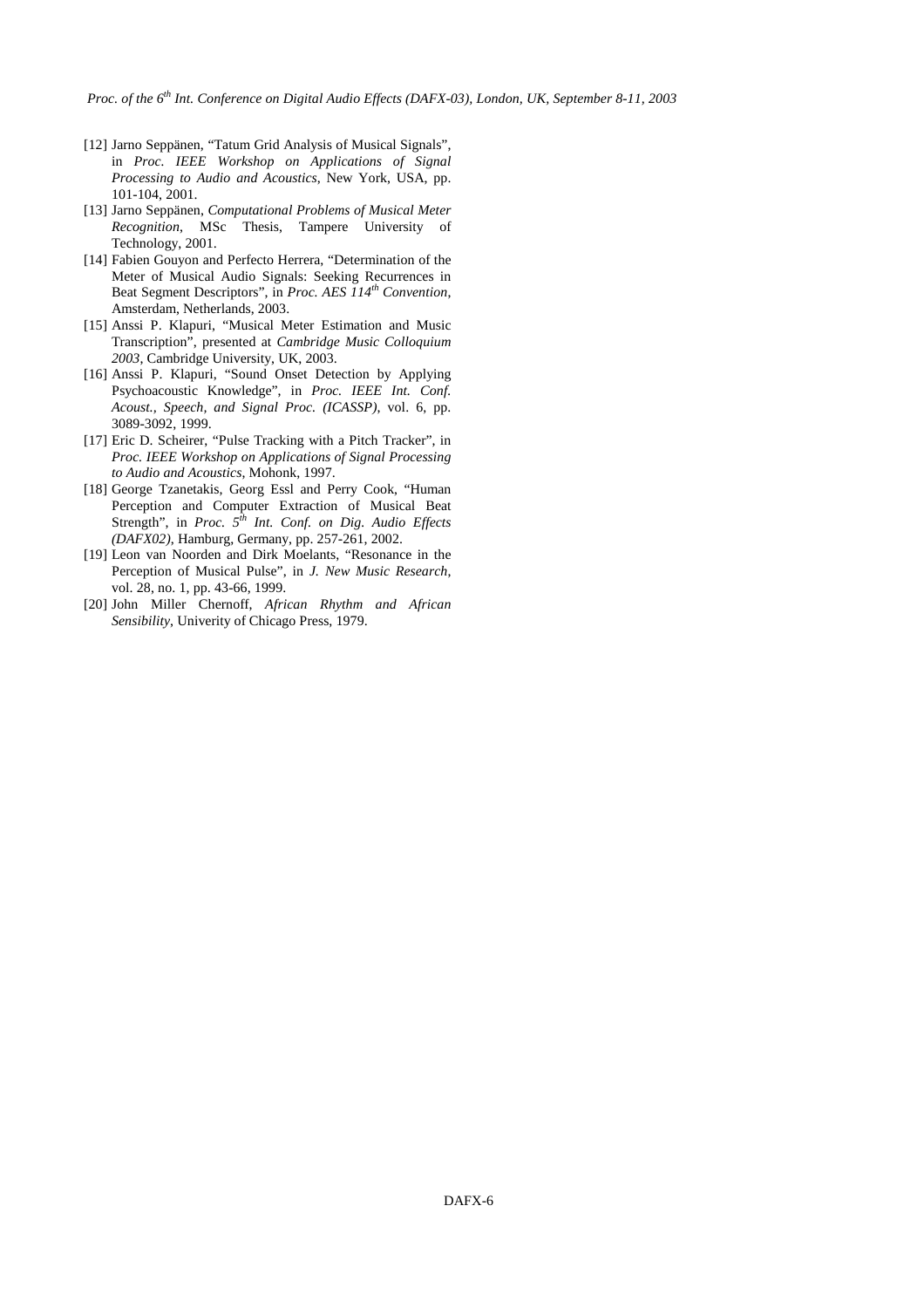[12] Jarno Seppänen, “Tatum Grid Analysis of Musical Signals”, in *Proc. IEEE Workshop on Applications of Signal Processing to Audio and Acoustics*, New York, USA, pp. 101-104, 2001.

[13] Jarno Seppänen, *Computational Problems of Musical Meter Recognition*, MSc Thesis, Tampere University of Technology, 2001.

[14] Fabien Gouyon and Perfecto Herrera, “Determination of the Meter of Musical Audio Signals: Seeking Recurrences in Beat Segment Descriptors”, in *Proc. AES 114th Convention*, Amsterdam, Netherlands, 2003.

[15] Anssi P. Klapuri, “Musical Meter Estimation and Music Transcription”, presented at *Cambridge Music Colloquium 2003*, Cambridge University, UK, 2003.

[16] Anssi P. Klapuri, “Sound Onset Detection by Applying Psychoacoustic Knowledge”, in *Proc. IEEE Int. Conf. Acoust., Speech, and Signal Proc. (ICASSP)*, vol. 6, pp. 3089-3092, 1999.

[17] Eric D. Scheirer, “Pulse Tracking with a Pitch Tracker”, in *Proc. IEEE Workshop on Applications of Signal Processing to Audio and Acoustics*, Mohonk, 1997.

[18] George Tzanetakis, Georg Essl and Perry Cook, “Human Perception and Computer Extraction of Musical Beat Strength”, in *Proc. 5th Int. Conf. on Dig. Audio Effects (DAFX02)*, Hamburg, Germany, pp. 257-261, 2002.

[19] Leon van Noorden and Dirk Moelants, “Resonance in the Perception of Musical Pulse”, in *J. New Music Research*, vol. 28, no. 1, pp. 43-66, 1999.

[20] John Miller Chernoff, *African Rhythm and African Sensibility*, Univerity of Chicago Press, 1979.